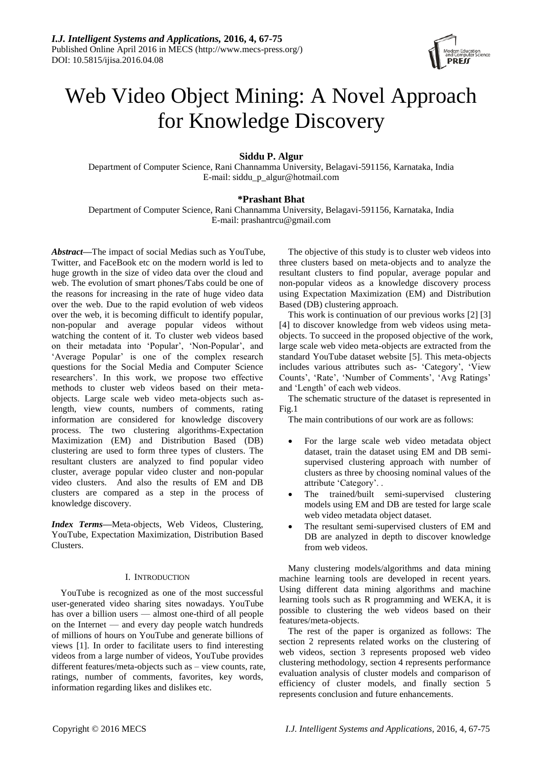# Web Video Object Mining: A Novel Approach for Knowledge Discovery

**Siddu P. Algur**

Department of Computer Science, Rani Channamma University, Belagavi-591156, Karnataka, India
E-mail: siddu_p_algur@hotmail.com

**\*Prashant Bhat**

Department of Computer Science, Rani Channamma University, Belagavi-591156, Karnataka, India
E-mail: prashantrcu@gmail.com

***Abstract*—**The impact of social Medias such as YouTube, Twitter, and FaceBook etc on the modern world is led to huge growth in the size of video data over the cloud and web. The evolution of smart phones/Tabs could be one of the reasons for increasing in the rate of huge video data over the web. Due to the rapid evolution of web videos over the web, it is becoming difficult to identify popular, non-popular and average popular videos without watching the content of it. To cluster web videos based on their metadata into 'Popular', 'Non-Popular', and 'Average Popular' is one of the complex research questions for the Social Media and Computer Science researchers'. In this work, we propose two effective methods to cluster web videos based on their meta-objects. Large scale web video meta-objects such as-length, view counts, numbers of comments, rating information are considered for knowledge discovery process. The two clustering algorithms-Expectation Maximization (EM) and Distribution Based (DB) clustering are used to form three types of clusters. The resultant clusters are analyzed to find popular video cluster, average popular video cluster and non-popular video clusters. And also the results of EM and DB clusters are compared as a step in the process of knowledge discovery.

***Index Terms*—**Meta-objects, Web Videos, Clustering, YouTube, Expectation Maximization, Distribution Based Clusters.

## I. Introduction

YouTube is recognized as one of the most successful user-generated video sharing sites nowadays. YouTube has over a billion users — almost one-third of all people on the Internet — and every day people watch hundreds of millions of hours on YouTube and generate billions of views [1]. In order to facilitate users to find interesting videos from a large number of videos, YouTube provides different features/meta-objects such as – view counts, rate, ratings, number of comments, favorites, key words, information regarding likes and dislikes etc.

The objective of this study is to cluster web videos into three clusters based on meta-objects and to analyze the resultant clusters to find popular, average popular and non-popular videos as a knowledge discovery process using Expectation Maximization (EM) and Distribution Based (DB) clustering approach.

This work is continuation of our previous works [2] [3] [4] to discover knowledge from web videos using meta-objects. To succeed in the proposed objective of the work, large scale web video meta-objects are extracted from the standard YouTube dataset website [5]. This meta-objects includes various attributes such as- 'Category', 'View Counts', 'Rate', 'Number of Comments', 'Avg Ratings' and 'Length' of each web videos.

The schematic structure of the dataset is represented in Fig.1

The main contributions of our work are as follows:

- For the large scale web video metadata object dataset, train the dataset using EM and DB semi-supervised clustering approach with number of clusters as three by choosing nominal values of the attribute 'Category'. .
- The trained/built semi-supervised clustering models using EM and DB are tested for large scale web video metadata object dataset.
- The resultant semi-supervised clusters of EM and DB are analyzed in depth to discover knowledge from web videos.

Many clustering models/algorithms and data mining machine learning tools are developed in recent years. Using different data mining algorithms and machine learning tools such as R programming and WEKA, it is possible to clustering the web videos based on their features/meta-objects.

The rest of the paper is organized as follows: The section 2 represents related works on the clustering of web videos, section 3 represents proposed web video clustering methodology, section 4 represents performance evaluation analysis of cluster models and comparison of efficiency of cluster models, and finally section 5 represents conclusion and future enhancements.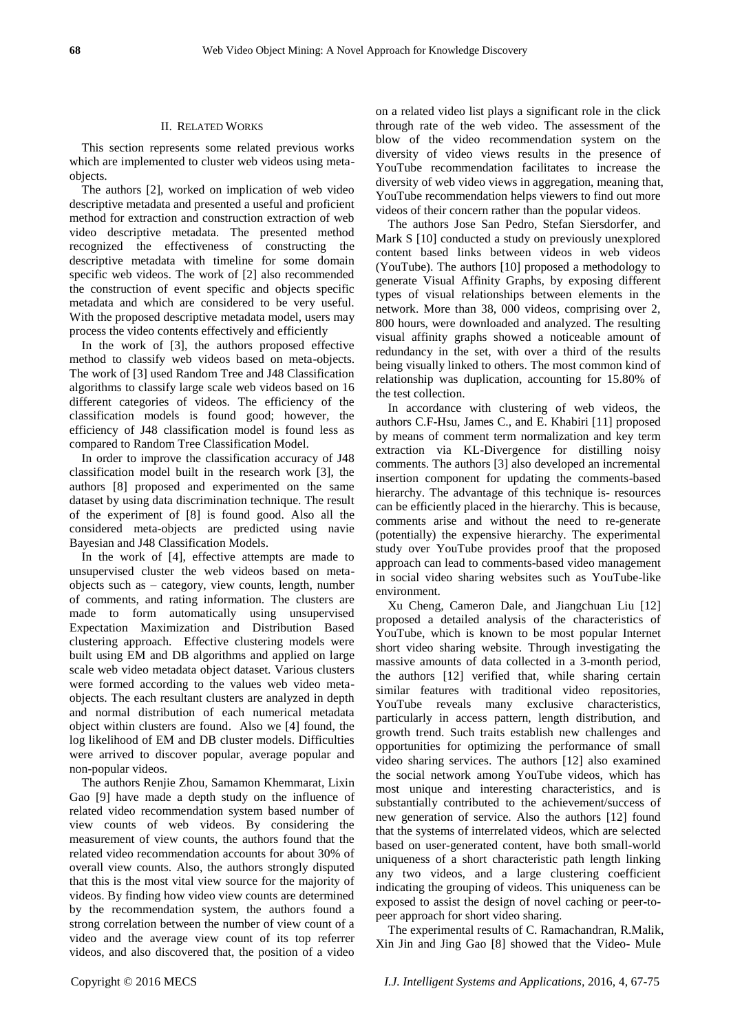## II. Related Works

This section represents some related previous works which are implemented to cluster web videos using meta-objects.

The authors [2], worked on implication of web video descriptive metadata and presented a useful and proficient method for extraction and construction extraction of web video descriptive metadata. The presented method recognized the effectiveness of constructing the descriptive metadata with timeline for some domain specific web videos. The work of [2] also recommended the construction of event specific and objects specific metadata and which are considered to be very useful. With the proposed descriptive metadata model, users may process the video contents effectively and efficiently

In the work of [3], the authors proposed effective method to classify web videos based on meta-objects. The work of [3] used Random Tree and J48 Classification algorithms to classify large scale web videos based on 16 different categories of videos. The efficiency of the classification models is found good; however, the efficiency of J48 classification model is found less as compared to Random Tree Classification Model.

In order to improve the classification accuracy of J48 classification model built in the research work [3], the authors [8] proposed and experimented on the same dataset by using data discrimination technique. The result of the experiment of [8] is found good. Also all the considered meta-objects are predicted using navie Bayesian and J48 Classification Models.

In the work of [4], effective attempts are made to unsupervised cluster the web videos based on meta-objects such as – category, view counts, length, number of comments, and rating information. The clusters are made to form automatically using unsupervised Expectation Maximization and Distribution Based clustering approach. Effective clustering models were built using EM and DB algorithms and applied on large scale web video metadata object dataset. Various clusters were formed according to the values web video meta-objects. The each resultant clusters are analyzed in depth and normal distribution of each numerical metadata object within clusters are found. Also we [4] found, the log likelihood of EM and DB cluster models. Difficulties were arrived to discover popular, average popular and non-popular videos.

The authors Renjie Zhou, Samamon Khemmarat, Lixin Gao [9] have made a depth study on the influence of related video recommendation system based number of view counts of web videos. By considering the measurement of view counts, the authors found that the related video recommendation accounts for about 30% of overall view counts. Also, the authors strongly disputed that this is the most vital view source for the majority of videos. By finding how video view counts are determined by the recommendation system, the authors found a strong correlation between the number of view count of a video and the average view count of its top referrer videos, and also discovered that, the position of a video on a related video list plays a significant role in the click through rate of the web video. The assessment of the blow of the video recommendation system on the diversity of video views results in the presence of YouTube recommendation facilitates to increase the diversity of web video views in aggregation, meaning that, YouTube recommendation helps viewers to find out more videos of their concern rather than the popular videos.

The authors Jose San Pedro, Stefan Siersdorfer, and Mark S [10] conducted a study on previously unexplored content based links between videos in web videos (YouTube). The authors [10] proposed a methodology to generate Visual Affinity Graphs, by exposing different types of visual relationships between elements in the network. More than 38, 000 videos, comprising over 2, 800 hours, were downloaded and analyzed. The resulting visual affinity graphs showed a noticeable amount of redundancy in the set, with over a third of the results being visually linked to others. The most common kind of relationship was duplication, accounting for 15.80% of the test collection.

In accordance with clustering of web videos, the authors C.F-Hsu, James C., and E. Khabiri [11] proposed by means of comment term normalization and key term extraction via KL-Divergence for distilling noisy comments. The authors [3] also developed an incremental insertion component for updating the comments-based hierarchy. The advantage of this technique is- resources can be efficiently placed in the hierarchy. This is because, comments arise and without the need to re-generate (potentially) the expensive hierarchy. The experimental study over YouTube provides proof that the proposed approach can lead to comments-based video management in social video sharing websites such as YouTube-like environment.

Xu Cheng, Cameron Dale, and Jiangchuan Liu [12] proposed a detailed analysis of the characteristics of YouTube, which is known to be most popular Internet short video sharing website. Through investigating the massive amounts of data collected in a 3-month period, the authors [12] verified that, while sharing certain similar features with traditional video repositories, YouTube reveals many exclusive characteristics, particularly in access pattern, length distribution, and growth trend. Such traits establish new challenges and opportunities for optimizing the performance of small video sharing services. The authors [12] also examined the social network among YouTube videos, which has most unique and interesting characteristics, and is substantially contributed to the achievement/success of new generation of service. Also the authors [12] found that the systems of interrelated videos, which are selected based on user-generated content, have both small-world uniqueness of a short characteristic path length linking any two videos, and a large clustering coefficient indicating the grouping of videos. This uniqueness can be exposed to assist the design of novel caching or peer-to-peer approach for short video sharing.

The experimental results of C. Ramachandran, R.Malik, Xin Jin and Jing Gao [8] showed that the Video- Mule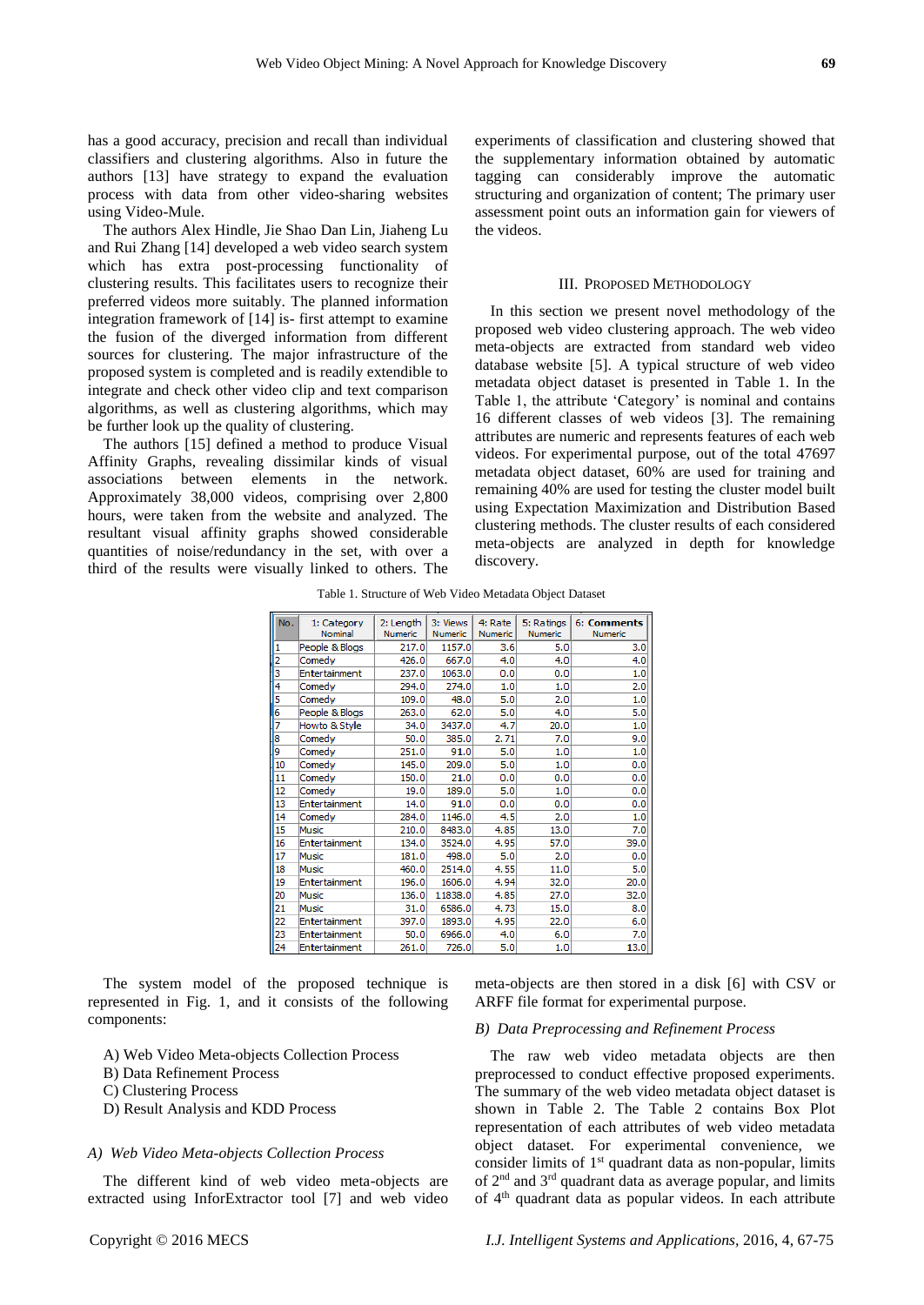has a good accuracy, precision and recall than individual classifiers and clustering algorithms. Also in future the authors [13] have strategy to expand the evaluation process with data from other video-sharing websites using Video-Mule.

The authors Alex Hindle, Jie Shao Dan Lin, Jiaheng Lu and Rui Zhang [14] developed a web video search system which has extra post-processing functionality of clustering results. This facilitates users to recognize their preferred videos more suitably. The planned information integration framework of [14] is- first attempt to examine the fusion of the diverged information from different sources for clustering. The major infrastructure of the proposed system is completed and is readily extendible to integrate and check other video clip and text comparison algorithms, as well as clustering algorithms, which may be further look up the quality of clustering.

The authors [15] defined a method to produce Visual Affinity Graphs, revealing dissimilar kinds of visual associations between elements in the network. Approximately 38,000 videos, comprising over 2,800 hours, were taken from the website and analyzed. The resultant visual affinity graphs showed considerable quantities of noise/redundancy in the set, with over a third of the results were visually linked to others. The experiments of classification and clustering showed that the supplementary information obtained by automatic tagging can considerably improve the automatic structuring and organization of content; The primary user assessment point outs an information gain for viewers of the videos.

## III. Proposed Methodology

In this section we present novel methodology of the proposed web video clustering approach. The web video meta-objects are extracted from standard web video database website [5]. A typical structure of web video metadata object dataset is presented in Table 1. In the Table 1, the attribute 'Category' is nominal and contains 16 different classes of web videos [3]. The remaining attributes are numeric and represents features of each web videos. For experimental purpose, out of the total 47697 metadata object dataset, 60% are used for training and remaining 40% are used for testing the cluster model built using Expectation Maximization and Distribution Based clustering methods. The cluster results of each considered meta-objects are analyzed in depth for knowledge discovery.

Table 1. Structure of Web Video Metadata Object Dataset

| No. | 1: Category Nominal | 2: Length Numeric | 3: Views Numeric | 4: Rate Numeric | 5: Ratings Numeric | 6: Comments Numeric |
|---|---|---|---|---|---|---|
| 1 | People & Blogs | 217.0 | 1157.0 | 3.6 | 5.0 | 3.0 |
| 2 | Comedy | 426.0 | 667.0 | 4.0 | 4.0 | 4.0 |
| 3 | Entertainment | 237.0 | 1063.0 | 0.0 | 0.0 | 1.0 |
| 4 | Comedy | 294.0 | 274.0 | 1.0 | 1.0 | 2.0 |
| 5 | Comedy | 109.0 | 48.0 | 5.0 | 2.0 | 1.0 |
| 6 | People & Blogs | 263.0 | 62.0 | 5.0 | 4.0 | 5.0 |
| 7 | Howto & Style | 34.0 | 3437.0 | 4.7 | 20.0 | 1.0 |
| 8 | Comedy | 50.0 | 385.0 | 2.71 | 7.0 | 9.0 |
| 9 | Comedy | 251.0 | 91.0 | 5.0 | 1.0 | 1.0 |
| 10 | Comedy | 145.0 | 209.0 | 5.0 | 1.0 | 0.0 |
| 11 | Comedy | 150.0 | 21.0 | 0.0 | 0.0 | 0.0 |
| 12 | Comedy | 19.0 | 189.0 | 5.0 | 1.0 | 0.0 |
| 13 | Entertainment | 14.0 | 91.0 | 0.0 | 0.0 | 0.0 |
| 14 | Comedy | 284.0 | 1146.0 | 4.5 | 2.0 | 1.0 |
| 15 | Music | 210.0 | 8483.0 | 4.85 | 13.0 | 7.0 |
| 16 | Entertainment | 134.0 | 3524.0 | 4.95 | 57.0 | 39.0 |
| 17 | Music | 181.0 | 498.0 | 5.0 | 2.0 | 0.0 |
| 18 | Music | 460.0 | 2514.0 | 4.55 | 11.0 | 5.0 |
| 19 | Entertainment | 196.0 | 1606.0 | 4.94 | 32.0 | 20.0 |
| 20 | Music | 136.0 | 11838.0 | 4.85 | 27.0 | 32.0 |
| 21 | Music | 31.0 | 6586.0 | 4.73 | 15.0 | 8.0 |
| 22 | Entertainment | 397.0 | 1893.0 | 4.95 | 22.0 | 6.0 |
| 23 | Entertainment | 50.0 | 6966.0 | 4.0 | 6.0 | 7.0 |
| 24 | Entertainment | 261.0 | 726.0 | 5.0 | 1.0 | 13.0 |

The system model of the proposed technique is represented in Fig. 1, and it consists of the following components:

A) Web Video Meta-objects Collection Process
B) Data Refinement Process
C) Clustering Process
D) Result Analysis and KDD Process

### *A) Web Video Meta-objects Collection Process*

The different kind of web video meta-objects are extracted using InforExtractor tool [7] and web video meta-objects are then stored in a disk [6] with CSV or ARFF file format for experimental purpose.

### *B) Data Preprocessing and Refinement Process*

The raw web video metadata objects are then preprocessed to conduct effective proposed experiments. The summary of the web video metadata object dataset is shown in Table 2. The Table 2 contains Box Plot representation of each attributes of web video metadata object dataset. For experimental convenience, we consider limits of 1st quadrant data as non-popular, limits of 2nd and 3rd quadrant data as average popular, and limits of 4th quadrant data as popular videos. In each attribute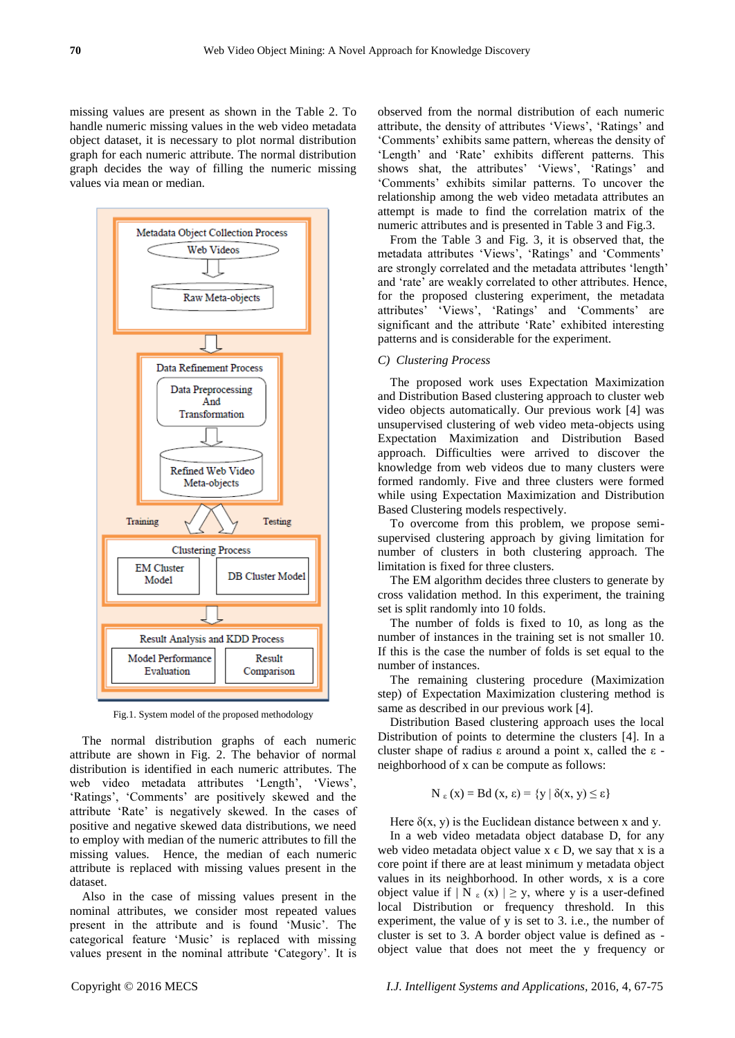missing values are present as shown in the Table 2. To handle numeric missing values in the web video metadata object dataset, it is necessary to plot normal distribution graph for each numeric attribute. The normal distribution graph decides the way of filling the numeric missing values via mean or median.

Fig.1. System model of the proposed methodology

The normal distribution graphs of each numeric attribute are shown in Fig. 2. The behavior of normal distribution is identified in each numeric attributes. The web video metadata attributes 'Length', 'Views', 'Ratings', 'Comments' are positively skewed and the attribute 'Rate' is negatively skewed. In the cases of positive and negative skewed data distributions, we need to employ with median of the numeric attributes to fill the missing values. Hence, the median of each numeric attribute is replaced with missing values present in the dataset.

Also in the case of missing values present in the nominal attributes, we consider most repeated values present in the attribute and is found 'Music'. The categorical feature 'Music' is replaced with missing values present in the nominal attribute 'Category'. It is observed from the normal distribution of each numeric attribute, the density of attributes 'Views', 'Ratings' and 'Comments' exhibits same pattern, whereas the density of 'Length' and 'Rate' exhibits different patterns. This shows shat, the attributes' 'Views', 'Ratings' and 'Comments' exhibits similar patterns. To uncover the relationship among the web video metadata attributes an attempt is made to find the correlation matrix of the numeric attributes and is presented in Table 3 and Fig.3.

From the Table 3 and Fig. 3, it is observed that, the metadata attributes 'Views', 'Ratings' and 'Comments' are strongly correlated and the metadata attributes 'length' and 'rate' are weakly correlated to other attributes. Hence, for the proposed clustering experiment, the metadata attributes 'Views', 'Ratings' and 'Comments' are significant and the attribute 'Rate' exhibited interesting patterns and is considerable for the experiment.

### *C) Clustering Process*

The proposed work uses Expectation Maximization and Distribution Based clustering approach to cluster web video objects automatically. Our previous work [4] was unsupervised clustering of web video meta-objects using Expectation Maximization and Distribution Based approach. Difficulties were arrived to discover the knowledge from web videos due to many clusters were formed randomly. Five and three clusters were formed while using Expectation Maximization and Distribution Based Clustering models respectively.

To overcome from this problem, we propose semi-supervised clustering approach by giving limitation for number of clusters in both clustering approach. The limitation is fixed for three clusters.

The EM algorithm decides three clusters to generate by cross validation method. In this experiment, the training set is split randomly into 10 folds.

The number of folds is fixed to 10, as long as the number of instances in the training set is not smaller 10. If this is the case the number of folds is set equal to the number of instances.

The remaining clustering procedure (Maximization step) of Expectation Maximization clustering method is same as described in our previous work [4].

Distribution Based clustering approach uses the local Distribution of points to determine the clusters [4]. In a cluster shape of radius ε around a point x, called the ε -neighborhood of x can be compute as follows:

$$N_{\varepsilon}(x) = Bd(x, \varepsilon) = \{y \mid \delta(x, y) \leq \varepsilon\}$$

Here δ(x, y) is the Euclidean distance between x and y.

In a web video metadata object database D, for any web video metadata object value x ϵ D, we say that x is a core point if there are at least minimum y metadata object values in its neighborhood. In other words, x is a core object value if $| N_{\varepsilon}(x) | \geq y$, where y is a user-defined local Distribution or frequency threshold. In this experiment, the value of y is set to 3. i.e., the number of cluster is set to 3. A border object value is defined as -object value that does not meet the y frequency or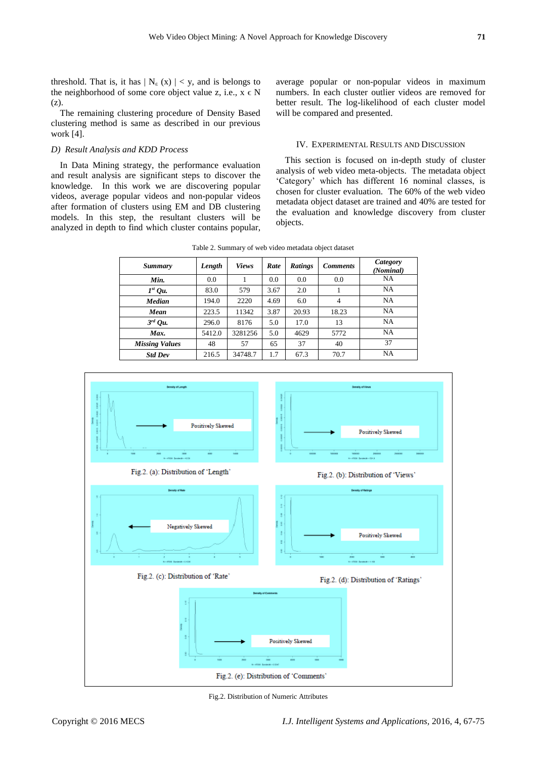threshold. That is, it has $| N_\varepsilon (x) | < y$, and is belongs to the neighborhood of some core object value z, i.e., $x \in N (z)$.

The remaining clustering procedure of Density Based clustering method is same as described in our previous work [4].

### *D) Result Analysis and KDD Process*

In Data Mining strategy, the performance evaluation and result analysis are significant steps to discover the knowledge. In this work we are discovering popular videos, average popular videos and non-popular videos after formation of clusters using EM and DB clustering models. In this step, the resultant clusters will be analyzed in depth to find which cluster contains popular, average popular or non-popular videos in maximum numbers. In each cluster outlier videos are removed for better result. The log-likelihood of each cluster model will be compared and presented.

## IV. Experimental Results and Discussion

This section is focused on in-depth study of cluster analysis of web video meta-objects. The metadata object 'Category' which has different 16 nominal classes, is chosen for cluster evaluation. The 60% of the web video metadata object dataset are trained and 40% are tested for the evaluation and knowledge discovery from cluster objects.

Table 2. Summary of web video metadata object dataset

| ***Summary*** | ***Length*** | ***Views*** | ***Rate*** | ***Ratings*** | ***Comments*** | ***Category (Nominal)*** |
|---|---|---|---|---|---|---|
| ***Min.*** | 0.0 | 1 | 0.0 | 0.0 | 0.0 | NA |
| ***1st Qu.*** | 83.0 | 579 | 3.67 | 2.0 | 1 | NA |
| ***Median*** | 194.0 | 2220 | 4.69 | 6.0 | 4 | NA |
| ***Mean*** | 223.5 | 11342 | 3.87 | 20.93 | 18.23 | NA |
| ***3rd Qu.*** | 296.0 | 8176 | 5.0 | 17.0 | 13 | NA |
| ***Max.*** | 5412.0 | 3281256 | 5.0 | 4629 | 5772 | NA |
| ***Missing Values*** | 48 | 57 | 65 | 37 | 40 | 37 |
| ***Std Dev*** | 216.5 | 34748.7 | 1.7 | 67.3 | 70.7 | NA |

Fig.2. (a): Distribution of 'Length'

Fig.2. (b): Distribution of 'Views'

Fig.2. (c): Distribution of 'Rate'

Fig.2. (d): Distribution of 'Ratings'

Fig.2. (e): Distribution of 'Comments'

Fig.2. Distribution of Numeric Attributes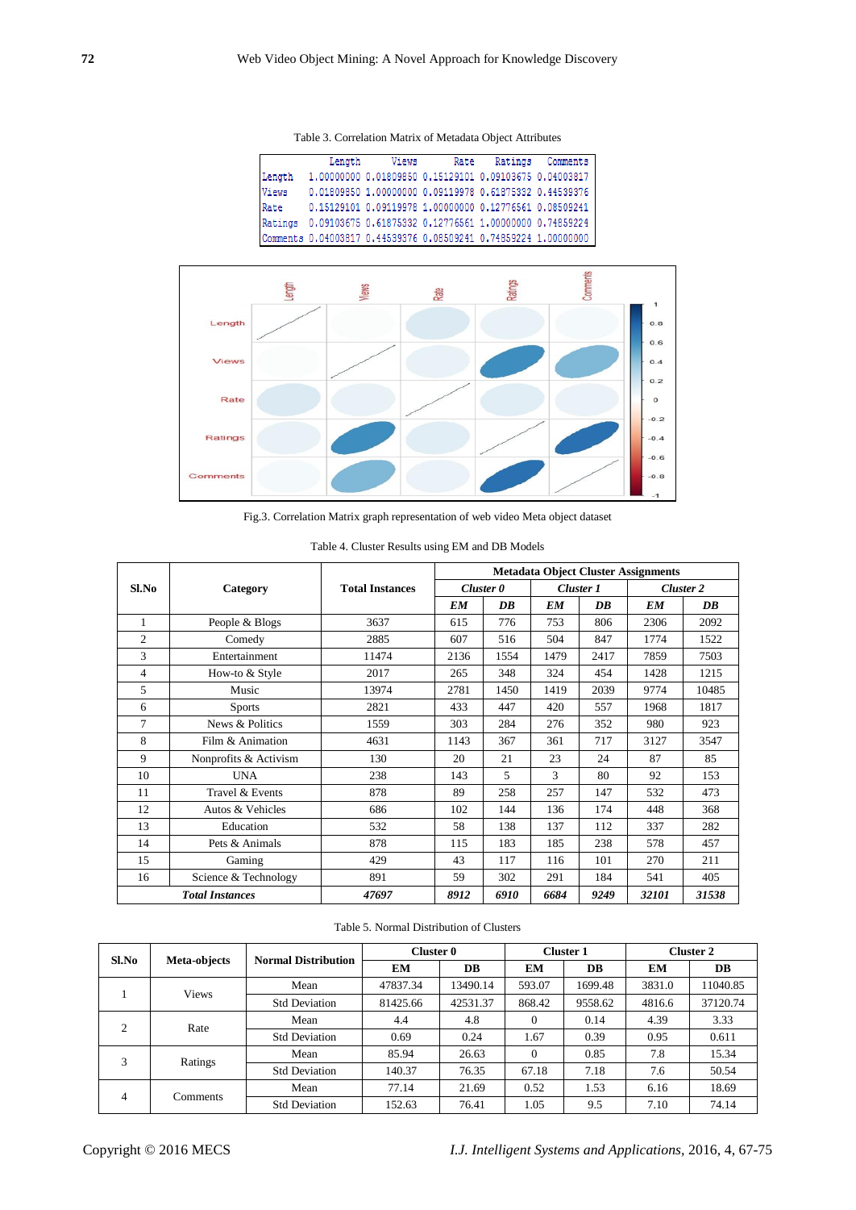Table 3. Correlation Matrix of Metadata Object Attributes

|  | Length | Views | Rate | Ratings | Comments |
|---|---|---|---|---|---|
| Length | 1.00000000 | 0.01809850 | 0.15129101 | 0.09103675 | 0.04003817 |
| Views | 0.01809850 | 1.00000000 | 0.09119978 | 0.61875332 | 0.44539376 |
| Rate | 0.15129101 | 0.09119978 | 1.00000000 | 0.12776561 | 0.08509241 |
| Ratings | 0.09103675 | 0.61875332 | 0.12776561 | 1.00000000 | 0.74859224 |
| Comments | 0.04003817 | 0.44539376 | 0.08509241 | 0.74859224 | 1.00000000 |

Fig.3. Correlation Matrix graph representation of web video Meta object dataset

Table 4. Cluster Results using EM and DB Models

| Sl.No | Category | Total Instances | Metadata Object Cluster Assignments | | | | | |
|---|---|---|---|---|---|---|---|---|
| | | | *Cluster 0* | | *Cluster 1* | | *Cluster 2* | |
| | | | *EM* | *DB* | *EM* | *DB* | *EM* | *DB* |
| 1 | People & Blogs | 3637 | 615 | 776 | 753 | 806 | 2306 | 2092 |
| 2 | Comedy | 2885 | 607 | 516 | 504 | 847 | 1774 | 1522 |
| 3 | Entertainment | 11474 | 2136 | 1554 | 1479 | 2417 | 7859 | 7503 |
| 4 | How-to & Style | 2017 | 265 | 348 | 324 | 454 | 1428 | 1215 |
| 5 | Music | 13974 | 2781 | 1450 | 1419 | 2039 | 9774 | 10485 |
| 6 | Sports | 2821 | 433 | 447 | 420 | 557 | 1968 | 1817 |
| 7 | News & Politics | 1559 | 303 | 284 | 276 | 352 | 980 | 923 |
| 8 | Film & Animation | 4631 | 1143 | 367 | 361 | 717 | 3127 | 3547 |
| 9 | Nonprofits & Activism | 130 | 20 | 21 | 23 | 24 | 87 | 85 |
| 10 | UNA | 238 | 143 | 5 | 3 | 80 | 92 | 153 |
| 11 | Travel & Events | 878 | 89 | 258 | 257 | 147 | 532 | 473 |
| 12 | Autos & Vehicles | 686 | 102 | 144 | 136 | 174 | 448 | 368 |
| 13 | Education | 532 | 58 | 138 | 137 | 112 | 337 | 282 |
| 14 | Pets & Animals | 878 | 115 | 183 | 185 | 238 | 578 | 457 |
| 15 | Gaming | 429 | 43 | 117 | 116 | 101 | 270 | 211 |
| 16 | Science & Technology | 891 | 59 | 302 | 291 | 184 | 541 | 405 |
| ***Total Instances*** | | ***47697*** | ***8912*** | ***6910*** | ***6684*** | ***9249*** | ***32101*** | ***31538*** |

Table 5. Normal Distribution of Clusters

| Sl.No | Meta-objects | Normal Distribution | Cluster 0 | | Cluster 1 | | Cluster 2 | |
|---|---|---|---|---|---|---|---|---|
| | | | **EM** | **DB** | **EM** | **DB** | **EM** | **DB** |
| 1 | Views | Mean | 47837.34 | 13490.14 | 593.07 | 1699.48 | 3831.0 | 11040.85 |
| | | Std Deviation | 81425.66 | 42531.37 | 868.42 | 9558.62 | 4816.6 | 37120.74 |
| 2 | Rate | Mean | 4.4 | 4.8 | 0 | 0.14 | 4.39 | 3.33 |
| | | Std Deviation | 0.69 | 0.24 | 1.67 | 0.39 | 0.95 | 0.611 |
| 3 | Ratings | Mean | 85.94 | 26.63 | 0 | 0.85 | 7.8 | 15.34 |
| | | Std Deviation | 140.37 | 76.35 | 67.18 | 7.18 | 7.6 | 50.54 |
| 4 | Comments | Mean | 77.14 | 21.69 | 0.52 | 1.53 | 6.16 | 18.69 |
| | | Std Deviation | 152.63 | 76.41 | 1.05 | 9.5 | 7.10 | 74.14 |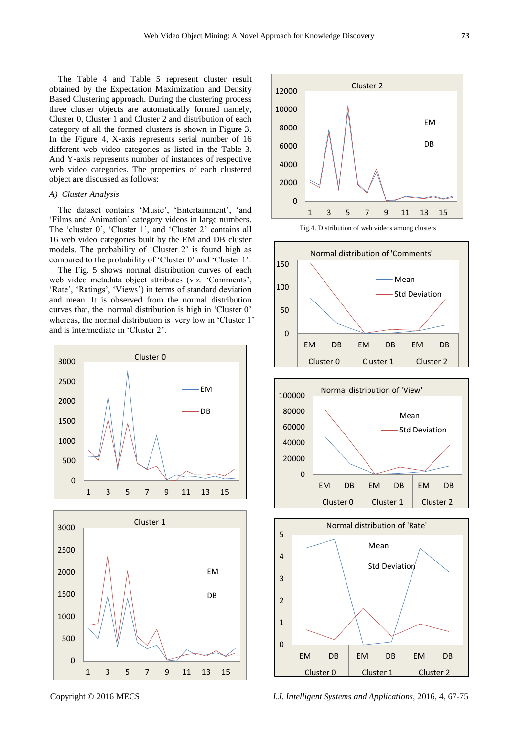The Table 4 and Table 5 represent cluster result obtained by the Expectation Maximization and Density Based Clustering approach. During the clustering process three cluster objects are automatically formed namely, Cluster 0, Cluster 1 and Cluster 2 and distribution of each category of all the formed clusters is shown in Figure 3. In the Figure 4, X-axis represents serial number of 16 different web video categories as listed in the Table 3. And Y-axis represents number of instances of respective web video categories. The properties of each clustered object are discussed as follows:

### *A) Cluster Analysis*

The dataset contains 'Music', 'Entertainment', 'and 'Films and Animation' category videos in large numbers. The 'cluster 0', 'Cluster 1', and 'Cluster 2' contains all 16 web video categories built by the EM and DB cluster models. The probability of 'Cluster 2' is found high as compared to the probability of 'Cluster 0' and 'Cluster 1'.

The Fig. 5 shows normal distribution curves of each web video metadata object attributes (viz. 'Comments', 'Rate', 'Views') in terms of standard deviation and mean. It is observed from the normal distribution curves that, the normal distribution is high in 'Cluster 0' whereas, the normal distribution is very low in 'Cluster 1' and is intermediate in 'Cluster 2'.

Fig.4. Distribution of web videos among clusters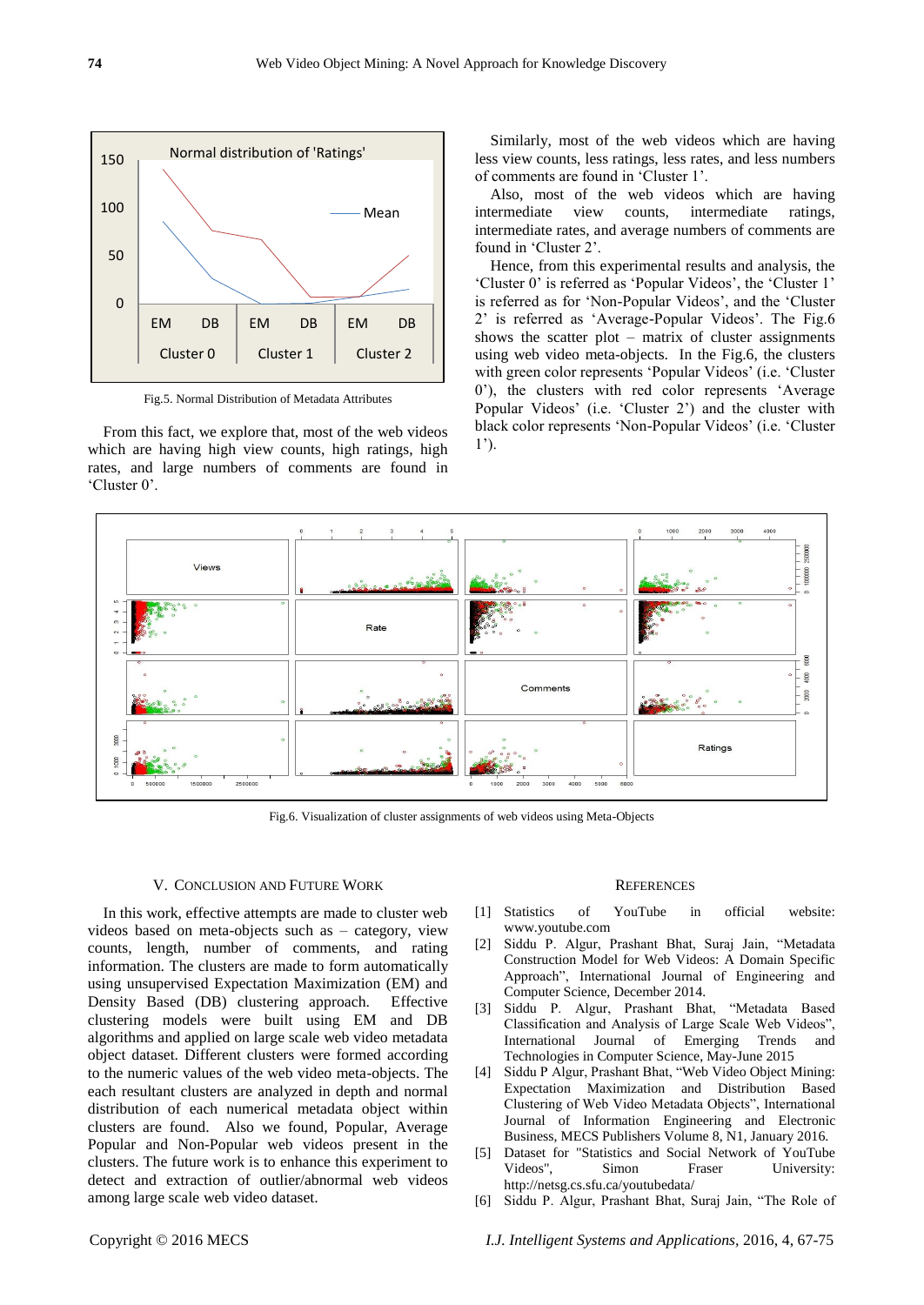Fig.5. Normal Distribution of Metadata Attributes

From this fact, we explore that, most of the web videos which are having high view counts, high ratings, high rates, and large numbers of comments are found in 'Cluster 0'.

Similarly, most of the web videos which are having less view counts, less ratings, less rates, and less numbers of comments are found in 'Cluster 1'.

Also, most of the web videos which are having intermediate view counts, intermediate ratings, intermediate rates, and average numbers of comments are found in 'Cluster 2'.

Hence, from this experimental results and analysis, the 'Cluster 0' is referred as 'Popular Videos', the 'Cluster 1' is referred as for 'Non-Popular Videos', and the 'Cluster 2' is referred as 'Average-Popular Videos'. The Fig.6 shows the scatter plot – matrix of cluster assignments using web video meta-objects. In the Fig.6, the clusters with green color represents 'Popular Videos' (i.e. 'Cluster 0'), the clusters with red color represents 'Average Popular Videos' (i.e. 'Cluster 2') and the cluster with black color represents 'Non-Popular Videos' (i.e. 'Cluster 1').

Fig.6. Visualization of cluster assignments of web videos using Meta-Objects

## V. Conclusion and Future Work

In this work, effective attempts are made to cluster web videos based on meta-objects such as – category, view counts, length, number of comments, and rating information. The clusters are made to form automatically using unsupervised Expectation Maximization (EM) and Density Based (DB) clustering approach. Effective clustering models were built using EM and DB algorithms and applied on large scale web video metadata object dataset. Different clusters were formed according to the numeric values of the web video meta-objects. The each resultant clusters are analyzed in depth and normal distribution of each numerical metadata object within clusters are found. Also we found, Popular, Average Popular and Non-Popular web videos present in the clusters. The future work is to enhance this experiment to detect and extraction of outlier/abnormal web videos among large scale web video dataset.

## References

[1] Statistics of YouTube in official website: www.youtube.com

[2] Siddu P. Algur, Prashant Bhat, Suraj Jain, "Metadata Construction Model for Web Videos: A Domain Specific Approach", International Journal of Engineering and Computer Science, December 2014.

[3] Siddu P. Algur, Prashant Bhat, "Metadata Based Classification and Analysis of Large Scale Web Videos", International Journal of Emerging Trends and Technologies in Computer Science, May-June 2015

[4] Siddu P Algur, Prashant Bhat, "Web Video Object Mining: Expectation Maximization and Distribution Based Clustering of Web Video Metadata Objects", International Journal of Information Engineering and Electronic Business, MECS Publishers Volume 8, N1, January 2016.

[5] Dataset for "Statistics and Social Network of YouTube Videos", Simon Fraser University: http://netsg.cs.sfu.ca/youtubedata/

[6] Siddu P. Algur, Prashant Bhat, Suraj Jain, "The Role of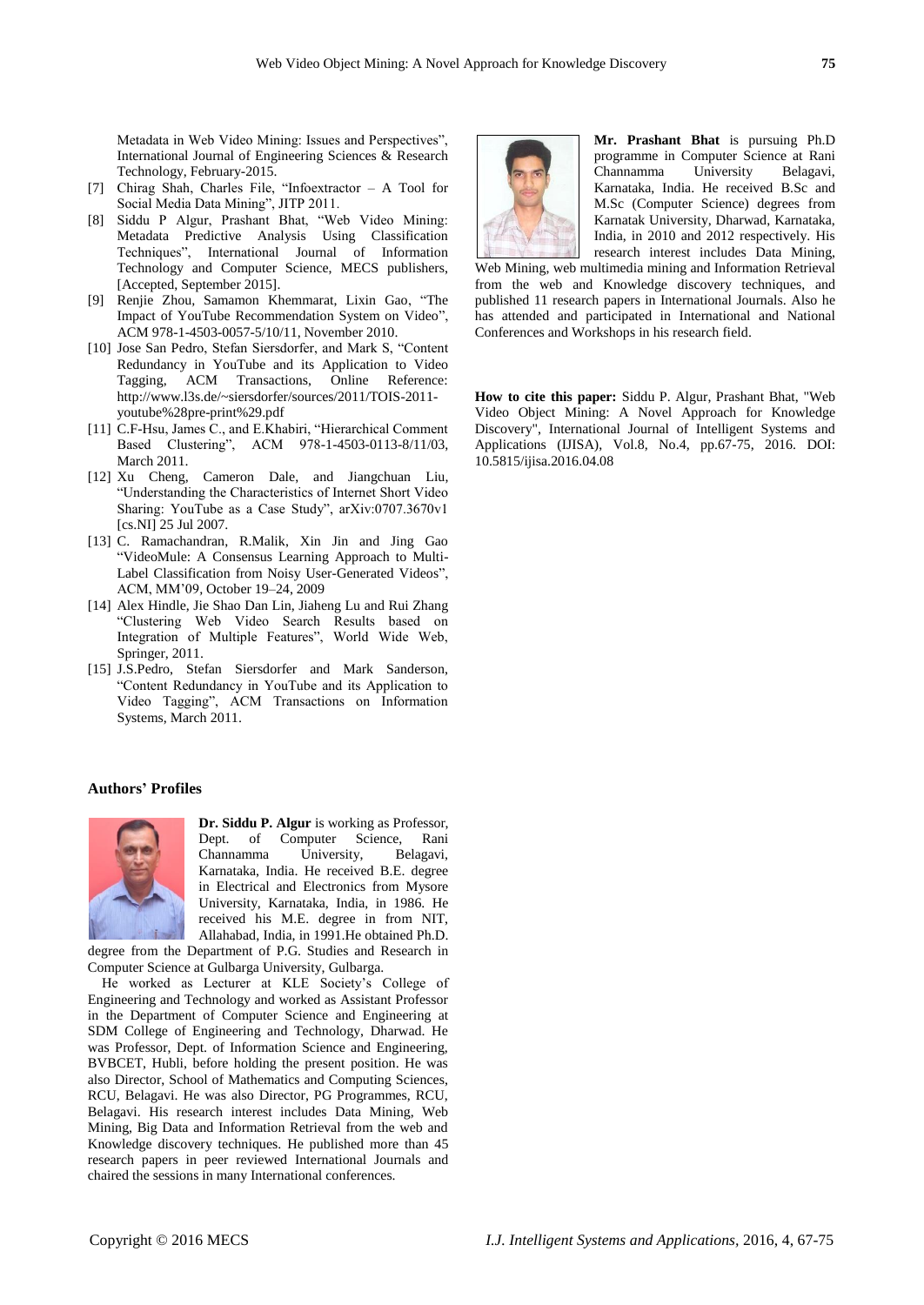Metadata in Web Video Mining: Issues and Perspectives", International Journal of Engineering Sciences & Research Technology, February-2015.

[7] Chirag Shah, Charles File, "Infoextractor – A Tool for Social Media Data Mining", JITP 2011.

[8] Siddu P Algur, Prashant Bhat, "Web Video Mining: Metadata Predictive Analysis Using Classification Techniques", International Journal of Information Technology and Computer Science, MECS publishers, [Accepted, September 2015].

[9] Renjie Zhou, Samamon Khemmarat, Lixin Gao, "The Impact of YouTube Recommendation System on Video", ACM 978-1-4503-0057-5/10/11, November 2010.

[10] Jose San Pedro, Stefan Siersdorfer, and Mark S, "Content Redundancy in YouTube and its Application to Video Tagging, ACM Transactions, Online Reference: http://www.l3s.de/~siersdorfer/sources/2011/TOIS-2011-youtube%28pre-print%29.pdf

[11] C.F-Hsu, James C., and E.Khabiri, "Hierarchical Comment Based Clustering", ACM 978-1-4503-0113-8/11/03, March 2011.

[12] Xu Cheng, Cameron Dale, and Jiangchuan Liu, "Understanding the Characteristics of Internet Short Video Sharing: YouTube as a Case Study", arXiv:0707.3670v1 [cs.NI] 25 Jul 2007.

[13] C. Ramachandran, R.Malik, Xin Jin and Jing Gao "VideoMule: A Consensus Learning Approach to Multi-Label Classification from Noisy User-Generated Videos", ACM, MM'09, October 19–24, 2009

[14] Alex Hindle, Jie Shao Dan Lin, Jiaheng Lu and Rui Zhang "Clustering Web Video Search Results based on Integration of Multiple Features", World Wide Web, Springer, 2011.

[15] J.S.Pedro, Stefan Siersdorfer and Mark Sanderson, "Content Redundancy in YouTube and its Application to Video Tagging", ACM Transactions on Information Systems, March 2011.

### Authors' Profiles

**Dr. Siddu P. Algur** is working as Professor, Dept. of Computer Science, Rani Channamma University, Belagavi, Karnataka, India. He received B.E. degree in Electrical and Electronics from Mysore University, Karnataka, India, in 1986. He received his M.E. degree in from NIT, Allahabad, India, in 1991.He obtained Ph.D. degree from the Department of P.G. Studies and Research in Computer Science at Gulbarga University, Gulbarga.

He worked as Lecturer at KLE Society's College of Engineering and Technology and worked as Assistant Professor in the Department of Computer Science and Engineering at SDM College of Engineering and Technology, Dharwad. He was Professor, Dept. of Information Science and Engineering, BVBCET, Hubli, before holding the present position. He was also Director, School of Mathematics and Computing Sciences, RCU, Belagavi. He was also Director, PG Programmes, RCU, Belagavi. His research interest includes Data Mining, Web Mining, Big Data and Information Retrieval from the web and Knowledge discovery techniques. He published more than 45 research papers in peer reviewed International Journals and chaired the sessions in many International conferences.

**Mr. Prashant Bhat** is pursuing Ph.D programme in Computer Science at Rani Channamma University Belagavi, Karnataka, India. He received B.Sc and M.Sc (Computer Science) degrees from Karnatak University, Dharwad, Karnataka, India, in 2010 and 2012 respectively. His research interest includes Data Mining, Web Mining, web multimedia mining and Information Retrieval from the web and Knowledge discovery techniques, and published 11 research papers in International Journals. Also he has attended and participated in International and National Conferences and Workshops in his research field.

**How to cite this paper:** Siddu P. Algur, Prashant Bhat, "Web Video Object Mining: A Novel Approach for Knowledge Discovery", International Journal of Intelligent Systems and Applications (IJISA), Vol.8, No.4, pp.67-75, 2016. DOI: 10.5815/ijisa.2016.04.08